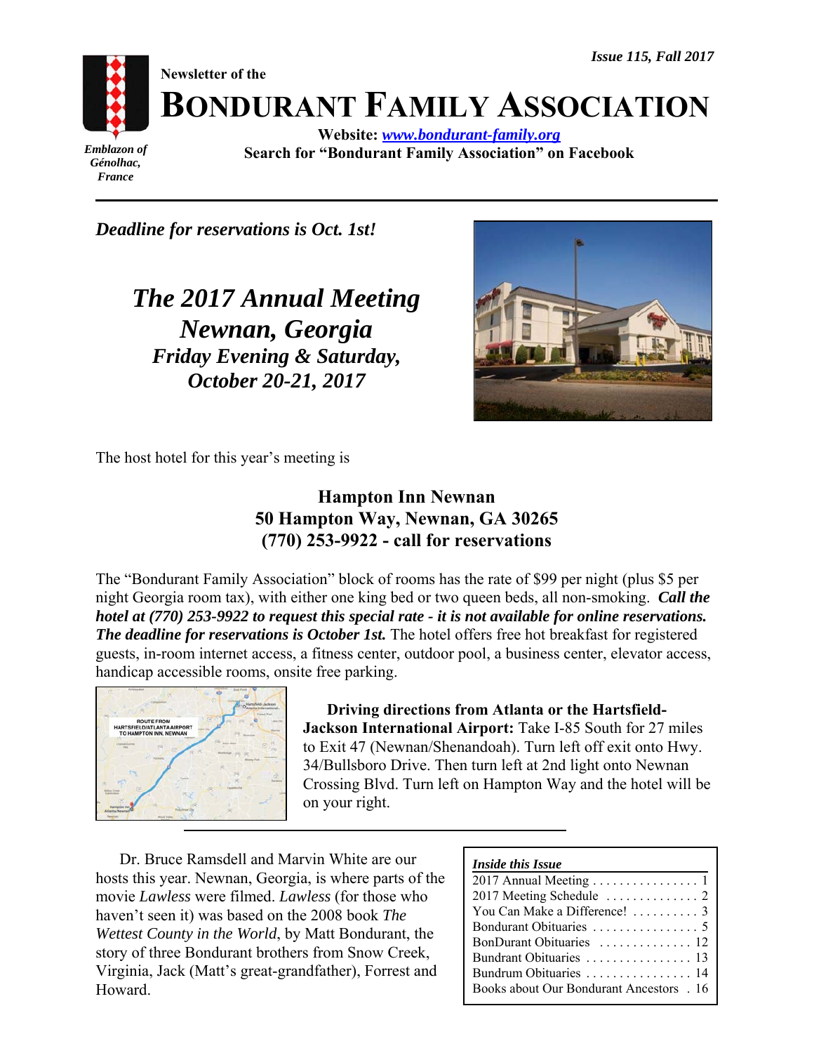*Issue 115, Fall 2017*

*Emblazon of Génolhac, France*

**Newsletter of the**

# BONDURANT FAMILY ASSOCIATION

**Website: *www.bondurant-family.org***
**Search for "Bondurant Family Association" on Facebook**

***Deadline for reservations is Oct. 1st!***

## *The 2017 Annual Meeting Newnan, Georgia*

### *Friday Evening & Saturday, October 20-21, 2017*

The host hotel for this year's meeting is

**Hampton Inn Newnan**
**50 Hampton Way, Newnan, GA 30265**
**(770) 253-9922 - call for reservations**

The "Bondurant Family Association" block of rooms has the rate of $99 per night (plus $5 per night Georgia room tax), with either one king bed or two queen beds, all non-smoking. ***Call the hotel at (770) 253-9922 to request this special rate - it is not available for online reservations. The deadline for reservations is October 1st.*** The hotel offers free hot breakfast for registered guests, in-room internet access, a fitness center, outdoor pool, a business center, elevator access, handicap accessible rooms, onsite free parking.

**Driving directions from Atlanta or the Hartsfield-Jackson International Airport:** Take I-85 South for 27 miles to Exit 47 (Newnan/Shenandoah). Turn left off exit onto Hwy. 34/Bullsboro Drive. Then turn left at 2nd light onto Newnan Crossing Blvd. Turn left on Hampton Way and the hotel will be on your right.

Dr. Bruce Ramsdell and Marvin White are our hosts this year. Newnan, Georgia, is where parts of the movie *Lawless* were filmed. *Lawless* (for those who haven't seen it) was based on the 2008 book *The Wettest County in the World*, by Matt Bondurant, the story of three Bondurant brothers from Snow Creek, Virginia, Jack (Matt's great-grandfather), Forrest and Howard.

| *Inside this Issue* | |
|---|---|
| 2017 Annual Meeting | 1 |
| 2017 Meeting Schedule | 2 |
| You Can Make a Difference! | 3 |
| Bondurant Obituaries | 5 |
| BonDurant Obituaries | 12 |
| Bundrant Obituaries | 13 |
| Bundrum Obituaries | 14 |
| Books about Our Bondurant Ancestors | 16 |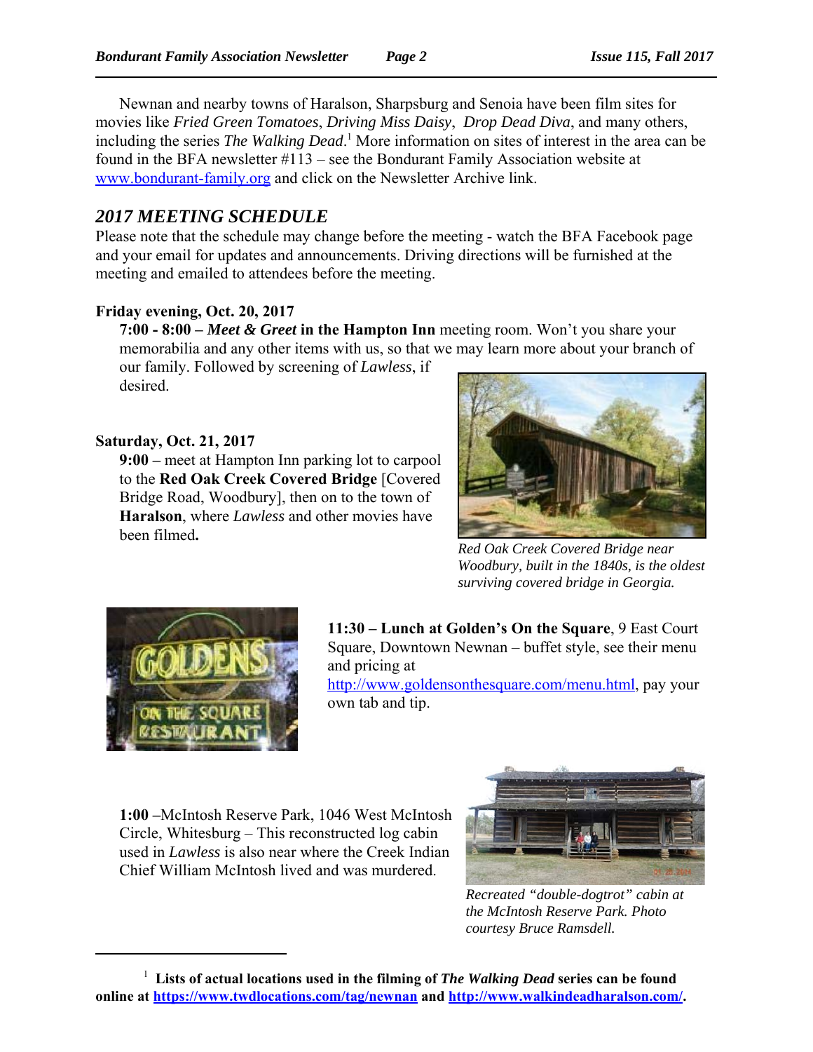Newnan and nearby towns of Haralson, Sharpsburg and Senoia have been film sites for movies like *Fried Green Tomatoes*, *Driving Miss Daisy*, *Drop Dead Diva*, and many others, including the series *The Walking Dead*.[1] More information on sites of interest in the area can be found in the BFA newsletter #113 – see the Bondurant Family Association website at www.bondurant-family.org and click on the Newsletter Archive link.

## *2017 MEETING SCHEDULE*

Please note that the schedule may change before the meeting - watch the BFA Facebook page and your email for updates and announcements. Driving directions will be furnished at the meeting and emailed to attendees before the meeting.

**Friday evening, Oct. 20, 2017**

**7:00 - 8:00 –** ***Meet & Greet*** **in the Hampton Inn** meeting room. Won't you share your memorabilia and any other items with us, so that we may learn more about your branch of our family. Followed by screening of *Lawless*, if desired.

**Saturday, Oct. 21, 2017**

**9:00 –** meet at Hampton Inn parking lot to carpool to the **Red Oak Creek Covered Bridge** [Covered Bridge Road, Woodbury], then on to the town of **Haralson**, where *Lawless* and other movies have been filmed**.**

*Red Oak Creek Covered Bridge near Woodbury, built in the 1840s, is the oldest surviving covered bridge in Georgia.*

**11:30 – Lunch at Golden's On the Square**, 9 East Court Square, Downtown Newnan – buffet style, see their menu and pricing at http://www.goldensonthesquare.com/menu.html, pay your own tab and tip.

**1:00 –**McIntosh Reserve Park, 1046 West McIntosh Circle, Whitesburg – This reconstructed log cabin used in *Lawless* is also near where the Creek Indian Chief William McIntosh lived and was murdered.

*Recreated "double-dogtrot" cabin at the McIntosh Reserve Park. Photo courtesy Bruce Ramsdell.*

---

[1] **Lists of actual locations used in the filming of *The Walking Dead* series can be found online at https://www.twdlocations.com/tag/newnan and http://www.walkindeadharalson.com/.**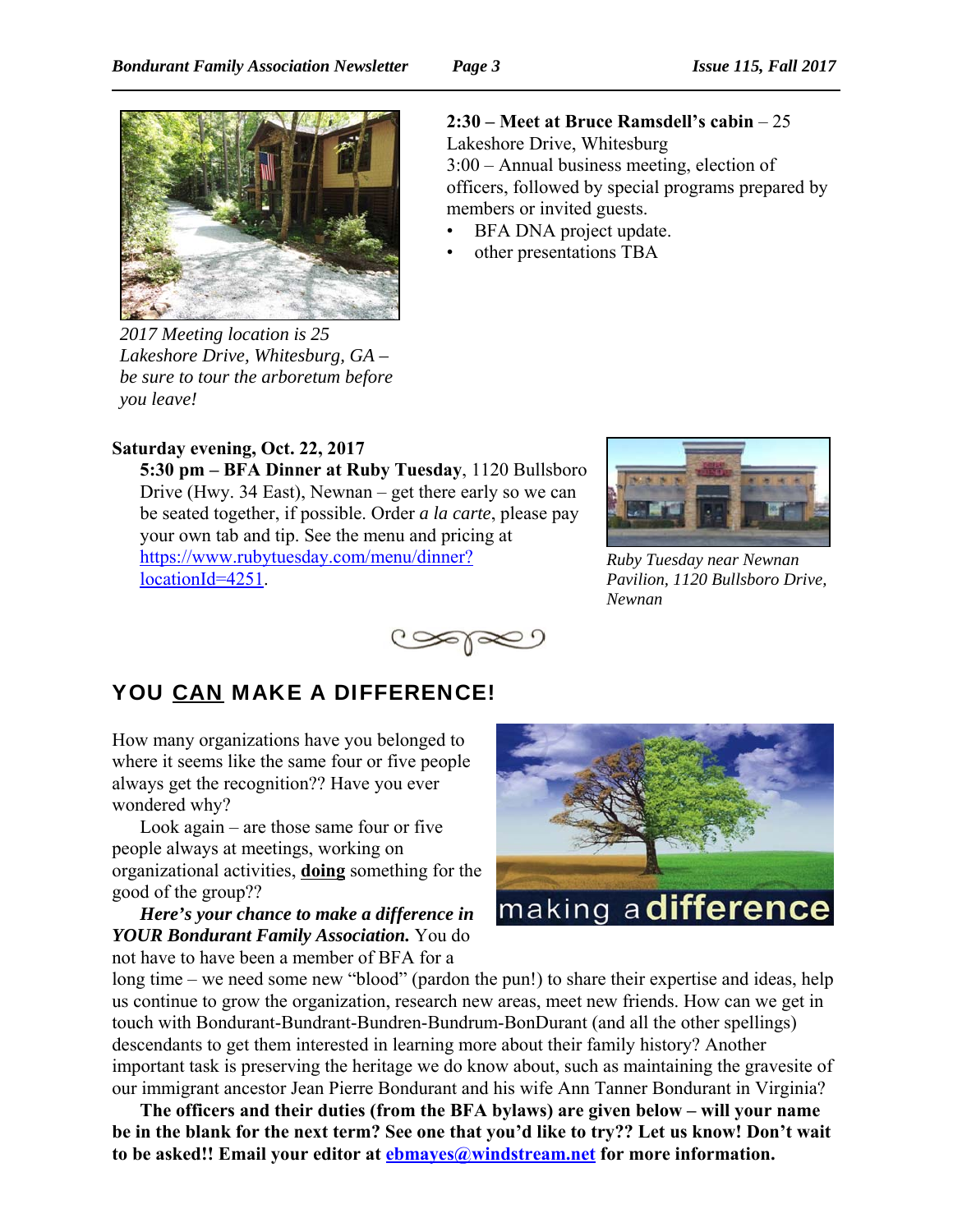*2017 Meeting location is 25 Lakeshore Drive, Whitesburg, GA – be sure to tour the arboretum before you leave!*

**2:30 – Meet at Bruce Ramsdell's cabin** – 25 Lakeshore Drive, Whitesburg
3:00 – Annual business meeting, election of officers, followed by special programs prepared by members or invited guests.

- BFA DNA project update.
- other presentations TBA

**Saturday evening, Oct. 22, 2017**

**5:30 pm – BFA Dinner at Ruby Tuesday**, 1120 Bullsboro Drive (Hwy. 34 East), Newnan – get there early so we can be seated together, if possible. Order *a la carte*, please pay your own tab and tip. See the menu and pricing at https://www.rubytuesday.com/menu/dinner?locationId=4251.

*Ruby Tuesday near Newnan Pavilion, 1120 Bullsboro Drive, Newnan*

## YOU CAN MAKE A DIFFERENCE!

How many organizations have you belonged to where it seems like the same four or five people always get the recognition?? Have you ever wondered why?

Look again – are those same four or five people always at meetings, working on organizational activities, **doing** something for the good of the group??

***Here's your chance to make a difference in YOUR Bondurant Family Association.*** You do not have to have been a member of BFA for a long time – we need some new "blood" (pardon the pun!) to share their expertise and ideas, help us continue to grow the organization, research new areas, meet new friends. How can we get in touch with Bondurant-Bundrant-Bundren-Bundrum-BonDurant (and all the other spellings) descendants to get them interested in learning more about their family history? Another important task is preserving the heritage we do know about, such as maintaining the gravesite of our immigrant ancestor Jean Pierre Bondurant and his wife Ann Tanner Bondurant in Virginia?

**The officers and their duties (from the BFA bylaws) are given below – will your name be in the blank for the next term? See one that you'd like to try?? Let us know! Don't wait to be asked!! Email your editor at ebmayes@windstream.net for more information.**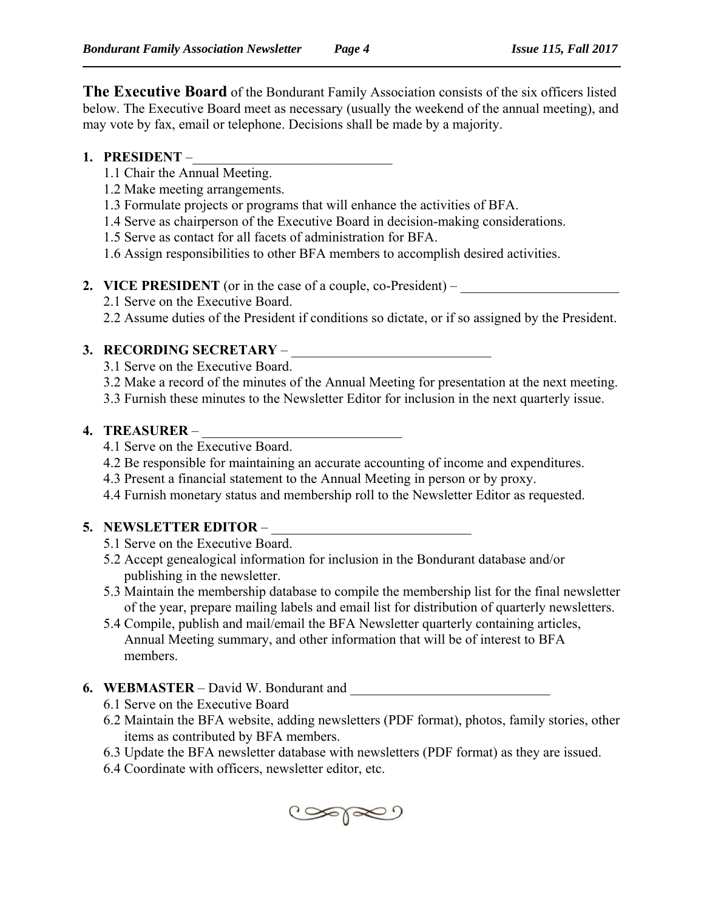**The Executive Board** of the Bondurant Family Association consists of the six officers listed below. The Executive Board meet as necessary (usually the weekend of the annual meeting), and may vote by fax, email or telephone. Decisions shall be made by a majority.

1. **PRESIDENT** –______________________________
   - 1.1 Chair the Annual Meeting.
   - 1.2 Make meeting arrangements.
   - 1.3 Formulate projects or programs that will enhance the activities of BFA.
   - 1.4 Serve as chairperson of the Executive Board in decision-making considerations.
   - 1.5 Serve as contact for all facets of administration for BFA.
   - 1.6 Assign responsibilities to other BFA members to accomplish desired activities.

2. **VICE PRESIDENT** (or in the case of a couple, co-President) – ________________________
   - 2.1 Serve on the Executive Board.
   - 2.2 Assume duties of the President if conditions so dictate, or if so assigned by the President.

3. **RECORDING SECRETARY** – ______________________________
   - 3.1 Serve on the Executive Board.
   - 3.2 Make a record of the minutes of the Annual Meeting for presentation at the next meeting.
   - 3.3 Furnish these minutes to the Newsletter Editor for inclusion in the next quarterly issue.

4. **TREASURER** – ______________________________
   - 4.1 Serve on the Executive Board.
   - 4.2 Be responsible for maintaining an accurate accounting of income and expenditures.
   - 4.3 Present a financial statement to the Annual Meeting in person or by proxy.
   - 4.4 Furnish monetary status and membership roll to the Newsletter Editor as requested.

5. **NEWSLETTER EDITOR** – ______________________________
   - 5.1 Serve on the Executive Board.
   - 5.2 Accept genealogical information for inclusion in the Bondurant database and/or publishing in the newsletter.
   - 5.3 Maintain the membership database to compile the membership list for the final newsletter of the year, prepare mailing labels and email list for distribution of quarterly newsletters.
   - 5.4 Compile, publish and mail/email the BFA Newsletter quarterly containing articles, Annual Meeting summary, and other information that will be of interest to BFA members.

6. **WEBMASTER** – David W. Bondurant and ______________________________
   - 6.1 Serve on the Executive Board
   - 6.2 Maintain the BFA website, adding newsletters (PDF format), photos, family stories, other items as contributed by BFA members.
   - 6.3 Update the BFA newsletter database with newsletters (PDF format) as they are issued.
   - 6.4 Coordinate with officers, newsletter editor, etc.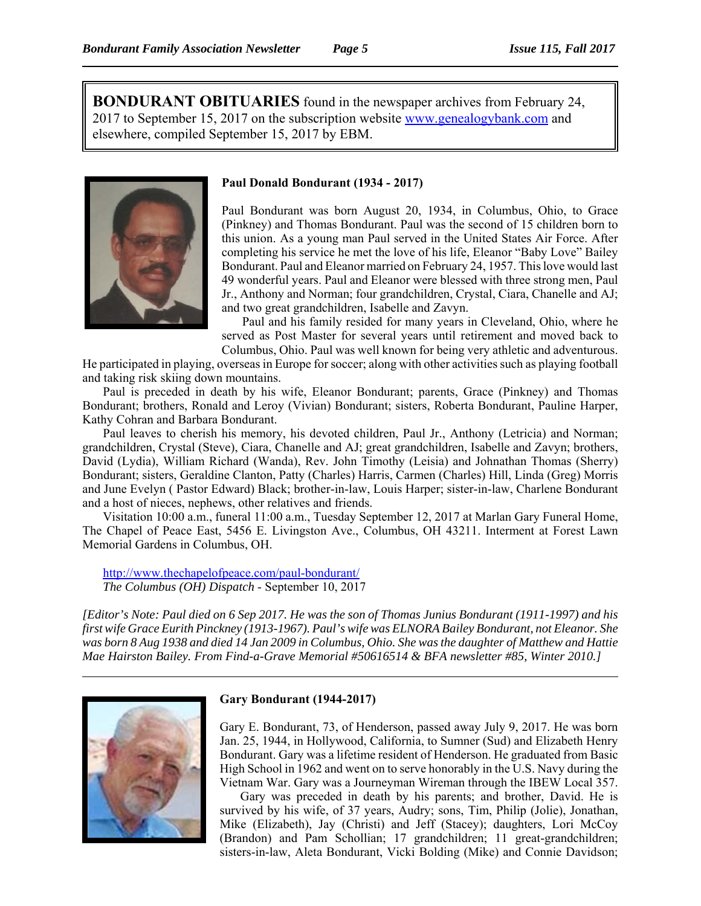**BONDURANT OBITUARIES** found in the newspaper archives from February 24, 2017 to September 15, 2017 on the subscription website www.genealogybank.com and elsewhere, compiled September 15, 2017 by EBM.

### Paul Donald Bondurant (1934 - 2017)

Paul Bondurant was born August 20, 1934, in Columbus, Ohio, to Grace (Pinkney) and Thomas Bondurant. Paul was the second of 15 children born to this union. As a young man Paul served in the United States Air Force. After completing his service he met the love of his life, Eleanor "Baby Love" Bailey Bondurant. Paul and Eleanor married on February 24, 1957. This love would last 49 wonderful years. Paul and Eleanor were blessed with three strong men, Paul Jr., Anthony and Norman; four grandchildren, Crystal, Ciara, Chanelle and AJ; and two great grandchildren, Isabelle and Zavyn.

Paul and his family resided for many years in Cleveland, Ohio, where he served as Post Master for several years until retirement and moved back to Columbus, Ohio. Paul was well known for being very athletic and adventurous. He participated in playing, overseas in Europe for soccer; along with other activities such as playing football and taking risk skiing down mountains.

Paul is preceded in death by his wife, Eleanor Bondurant; parents, Grace (Pinkney) and Thomas Bondurant; brothers, Ronald and Leroy (Vivian) Bondurant; sisters, Roberta Bondurant, Pauline Harper, Kathy Cohran and Barbara Bondurant.

Paul leaves to cherish his memory, his devoted children, Paul Jr., Anthony (Letricia) and Norman; grandchildren, Crystal (Steve), Ciara, Chanelle and AJ; great grandchildren, Isabelle and Zavyn; brothers, David (Lydia), William Richard (Wanda), Rev. John Timothy (Leisia) and Johnathan Thomas (Sherry) Bondurant; sisters, Geraldine Clanton, Patty (Charles) Harris, Carmen (Charles) Hill, Linda (Greg) Morris and June Evelyn ( Pastor Edward) Black; brother-in-law, Louis Harper; sister-in-law, Charlene Bondurant and a host of nieces, nephews, other relatives and friends.

Visitation 10:00 a.m., funeral 11:00 a.m., Tuesday September 12, 2017 at Marlan Gary Funeral Home, The Chapel of Peace East, 5456 E. Livingston Ave., Columbus, OH 43211. Interment at Forest Lawn Memorial Gardens in Columbus, OH.

http://www.thechapelofpeace.com/paul-bondurant/
*The Columbus (OH) Dispatch* - September 10, 2017

*[Editor's Note: Paul died on 6 Sep 2017. He was the son of Thomas Junius Bondurant (1911-1997) and his first wife Grace Eurith Pinckney (1913-1967). Paul's wife was ELNORA Bailey Bondurant, not Eleanor. She was born 8 Aug 1938 and died 14 Jan 2009 in Columbus, Ohio. She was the daughter of Matthew and Hattie Mae Hairston Bailey. From Find-a-Grave Memorial #50616514 & BFA newsletter #85, Winter 2010.]*

---

### Gary Bondurant (1944-2017)

Gary E. Bondurant, 73, of Henderson, passed away July 9, 2017. He was born Jan. 25, 1944, in Hollywood, California, to Sumner (Sud) and Elizabeth Henry Bondurant. Gary was a lifetime resident of Henderson. He graduated from Basic High School in 1962 and went on to serve honorably in the U.S. Navy during the Vietnam War. Gary was a Journeyman Wireman through the IBEW Local 357.

Gary was preceded in death by his parents; and brother, David. He is survived by his wife, of 37 years, Audry; sons, Tim, Philip (Jolie), Jonathan, Mike (Elizabeth), Jay (Christi) and Jeff (Stacey); daughters, Lori McCoy (Brandon) and Pam Schollian; 17 grandchildren; 11 great-grandchildren; sisters-in-law, Aleta Bondurant, Vicki Bolding (Mike) and Connie Davidson;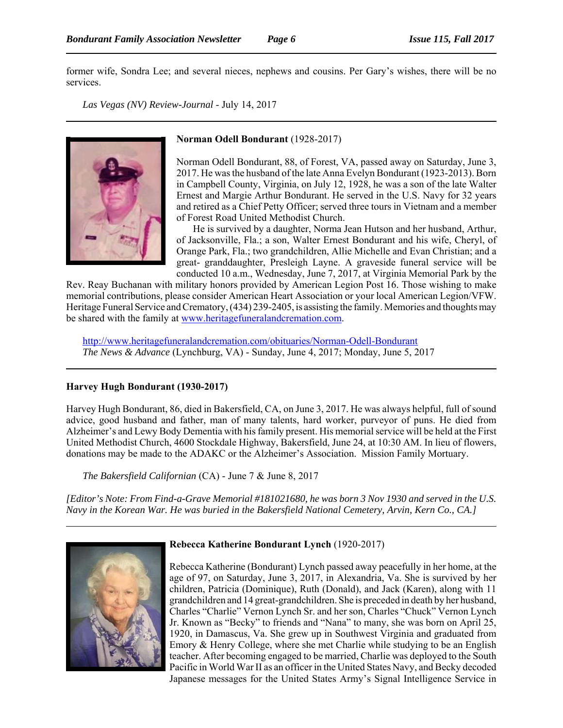former wife, Sondra Lee; and several nieces, nephews and cousins. Per Gary's wishes, there will be no services.

*Las Vegas (NV) Review-Journal* - July 14, 2017

---

**Norman Odell Bondurant** (1928-2017)

Norman Odell Bondurant, 88, of Forest, VA, passed away on Saturday, June 3, 2017. He was the husband of the late Anna Evelyn Bondurant (1923-2013). Born in Campbell County, Virginia, on July 12, 1928, he was a son of the late Walter Ernest and Margie Arthur Bondurant. He served in the U.S. Navy for 32 years and retired as a Chief Petty Officer; served three tours in Vietnam and a member of Forest Road United Methodist Church.

He is survived by a daughter, Norma Jean Hutson and her husband, Arthur, of Jacksonville, Fla.; a son, Walter Ernest Bondurant and his wife, Cheryl, of Orange Park, Fla.; two grandchildren, Allie Michelle and Evan Christian; and a great- granddaughter, Presleigh Layne. A graveside funeral service will be conducted 10 a.m., Wednesday, June 7, 2017, at Virginia Memorial Park by the Rev. Reay Buchanan with military honors provided by American Legion Post 16. Those wishing to make memorial contributions, please consider American Heart Association or your local American Legion/VFW. Heritage Funeral Service and Crematory, (434) 239-2405, is assisting the family. Memories and thoughts may be shared with the family at www.heritagefuneralandcremation.com.

http://www.heritagefuneralandcremation.com/obituaries/Norman-Odell-Bondurant
*The News & Advance* (Lynchburg, VA) - Sunday, June 4, 2017; Monday, June 5, 2017

---

**Harvey Hugh Bondurant (1930-2017)**

Harvey Hugh Bondurant, 86, died in Bakersfield, CA, on June 3, 2017. He was always helpful, full of sound advice, good husband and father, man of many talents, hard worker, purveyor of puns. He died from Alzheimer's and Lewy Body Dementia with his family present. His memorial service will be held at the First United Methodist Church, 4600 Stockdale Highway, Bakersfield, June 24, at 10:30 AM. In lieu of flowers, donations may be made to the ADAKC or the Alzheimer's Association. Mission Family Mortuary.

*The Bakersfield Californian* (CA) - June 7 & June 8, 2017

*[Editor's Note: From Find-a-Grave Memorial #181021680, he was born 3 Nov 1930 and served in the U.S. Navy in the Korean War. He was buried in the Bakersfield National Cemetery, Arvin, Kern Co., CA.]*

---

**Rebecca Katherine Bondurant Lynch** (1920-2017)

Rebecca Katherine (Bondurant) Lynch passed away peacefully in her home, at the age of 97, on Saturday, June 3, 2017, in Alexandria, Va. She is survived by her children, Patricia (Dominique), Ruth (Donald), and Jack (Karen), along with 11 grandchildren and 14 great-grandchildren. She is preceded in death by her husband, Charles "Charlie" Vernon Lynch Sr. and her son, Charles "Chuck" Vernon Lynch Jr. Known as "Becky" to friends and "Nana" to many, she was born on April 25, 1920, in Damascus, Va. She grew up in Southwest Virginia and graduated from Emory & Henry College, where she met Charlie while studying to be an English teacher. After becoming engaged to be married, Charlie was deployed to the South Pacific in World War II as an officer in the United States Navy, and Becky decoded Japanese messages for the United States Army's Signal Intelligence Service in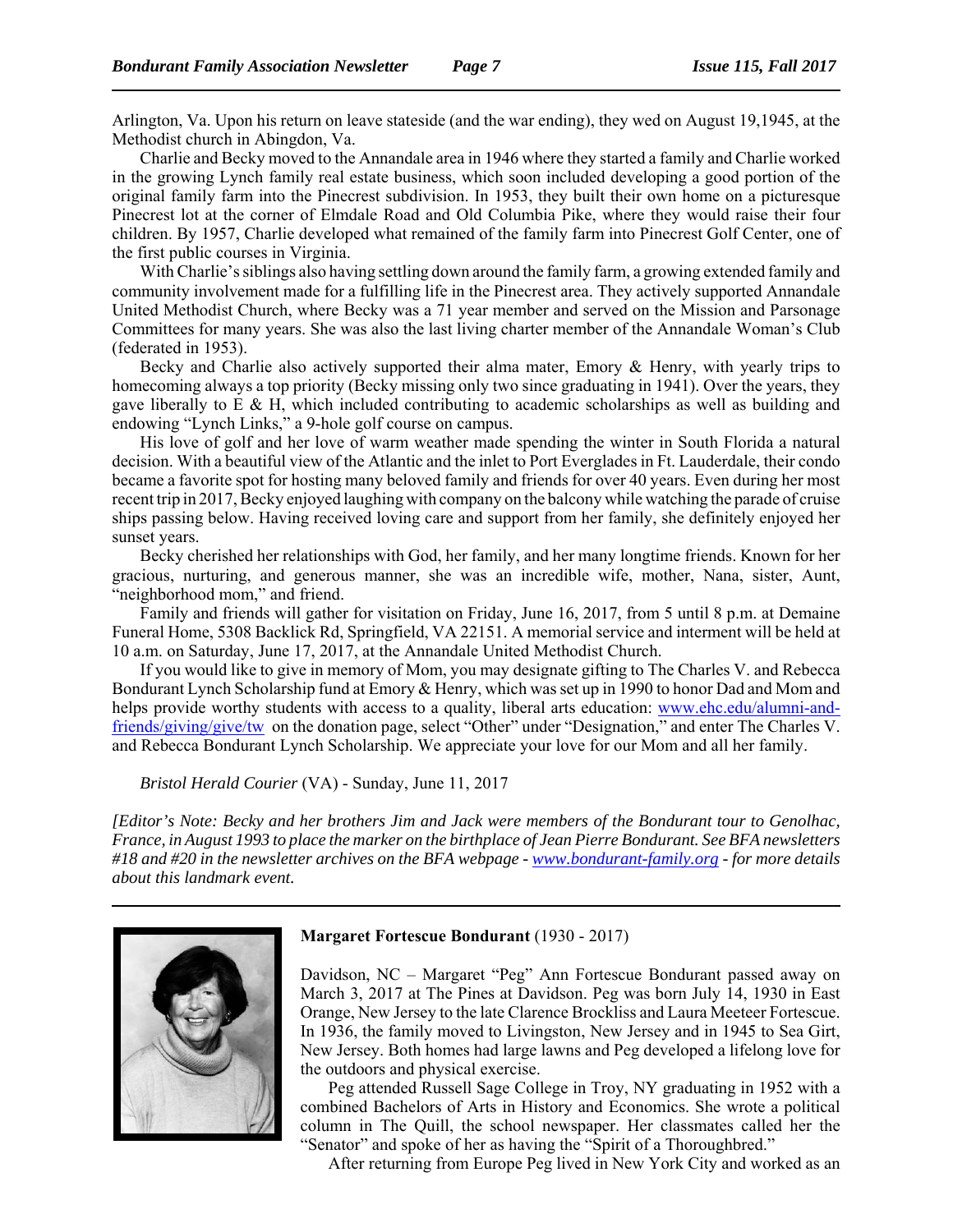Arlington, Va. Upon his return on leave stateside (and the war ending), they wed on August 19,1945, at the Methodist church in Abingdon, Va.

Charlie and Becky moved to the Annandale area in 1946 where they started a family and Charlie worked in the growing Lynch family real estate business, which soon included developing a good portion of the original family farm into the Pinecrest subdivision. In 1953, they built their own home on a picturesque Pinecrest lot at the corner of Elmdale Road and Old Columbia Pike, where they would raise their four children. By 1957, Charlie developed what remained of the family farm into Pinecrest Golf Center, one of the first public courses in Virginia.

With Charlie's siblings also having settling down around the family farm, a growing extended family and community involvement made for a fulfilling life in the Pinecrest area. They actively supported Annandale United Methodist Church, where Becky was a 71 year member and served on the Mission and Parsonage Committees for many years. She was also the last living charter member of the Annandale Woman's Club (federated in 1953).

Becky and Charlie also actively supported their alma mater, Emory & Henry, with yearly trips to homecoming always a top priority (Becky missing only two since graduating in 1941). Over the years, they gave liberally to E & H, which included contributing to academic scholarships as well as building and endowing "Lynch Links," a 9-hole golf course on campus.

His love of golf and her love of warm weather made spending the winter in South Florida a natural decision. With a beautiful view of the Atlantic and the inlet to Port Everglades in Ft. Lauderdale, their condo became a favorite spot for hosting many beloved family and friends for over 40 years. Even during her most recent trip in 2017, Becky enjoyed laughing with company on the balcony while watching the parade of cruise ships passing below. Having received loving care and support from her family, she definitely enjoyed her sunset years.

Becky cherished her relationships with God, her family, and her many longtime friends. Known for her gracious, nurturing, and generous manner, she was an incredible wife, mother, Nana, sister, Aunt, "neighborhood mom," and friend.

Family and friends will gather for visitation on Friday, June 16, 2017, from 5 until 8 p.m. at Demaine Funeral Home, 5308 Backlick Rd, Springfield, VA 22151. A memorial service and interment will be held at 10 a.m. on Saturday, June 17, 2017, at the Annandale United Methodist Church.

If you would like to give in memory of Mom, you may designate gifting to The Charles V. and Rebecca Bondurant Lynch Scholarship fund at Emory & Henry, which was set up in 1990 to honor Dad and Mom and helps provide worthy students with access to a quality, liberal arts education: www.ehc.edu/alumni-and-friends/giving/give/tw on the donation page, select "Other" under "Designation," and enter The Charles V. and Rebecca Bondurant Lynch Scholarship. We appreciate your love for our Mom and all her family.

*Bristol Herald Courier* (VA) - Sunday, June 11, 2017

*[Editor's Note: Becky and her brothers Jim and Jack were members of the Bondurant tour to Genolhac, France, in August 1993 to place the marker on the birthplace of Jean Pierre Bondurant. See BFA newsletters #18 and #20 in the newsletter archives on the BFA webpage - www.bondurant-family.org - for more details about this landmark event.*

---

**Margaret Fortescue Bondurant** (1930 - 2017)

Davidson, NC – Margaret "Peg" Ann Fortescue Bondurant passed away on March 3, 2017 at The Pines at Davidson. Peg was born July 14, 1930 in East Orange, New Jersey to the late Clarence Brockliss and Laura Meeteer Fortescue. In 1936, the family moved to Livingston, New Jersey and in 1945 to Sea Girt, New Jersey. Both homes had large lawns and Peg developed a lifelong love for the outdoors and physical exercise.

Peg attended Russell Sage College in Troy, NY graduating in 1952 with a combined Bachelors of Arts in History and Economics. She wrote a political column in The Quill, the school newspaper. Her classmates called her the "Senator" and spoke of her as having the "Spirit of a Thoroughbred."

After returning from Europe Peg lived in New York City and worked as an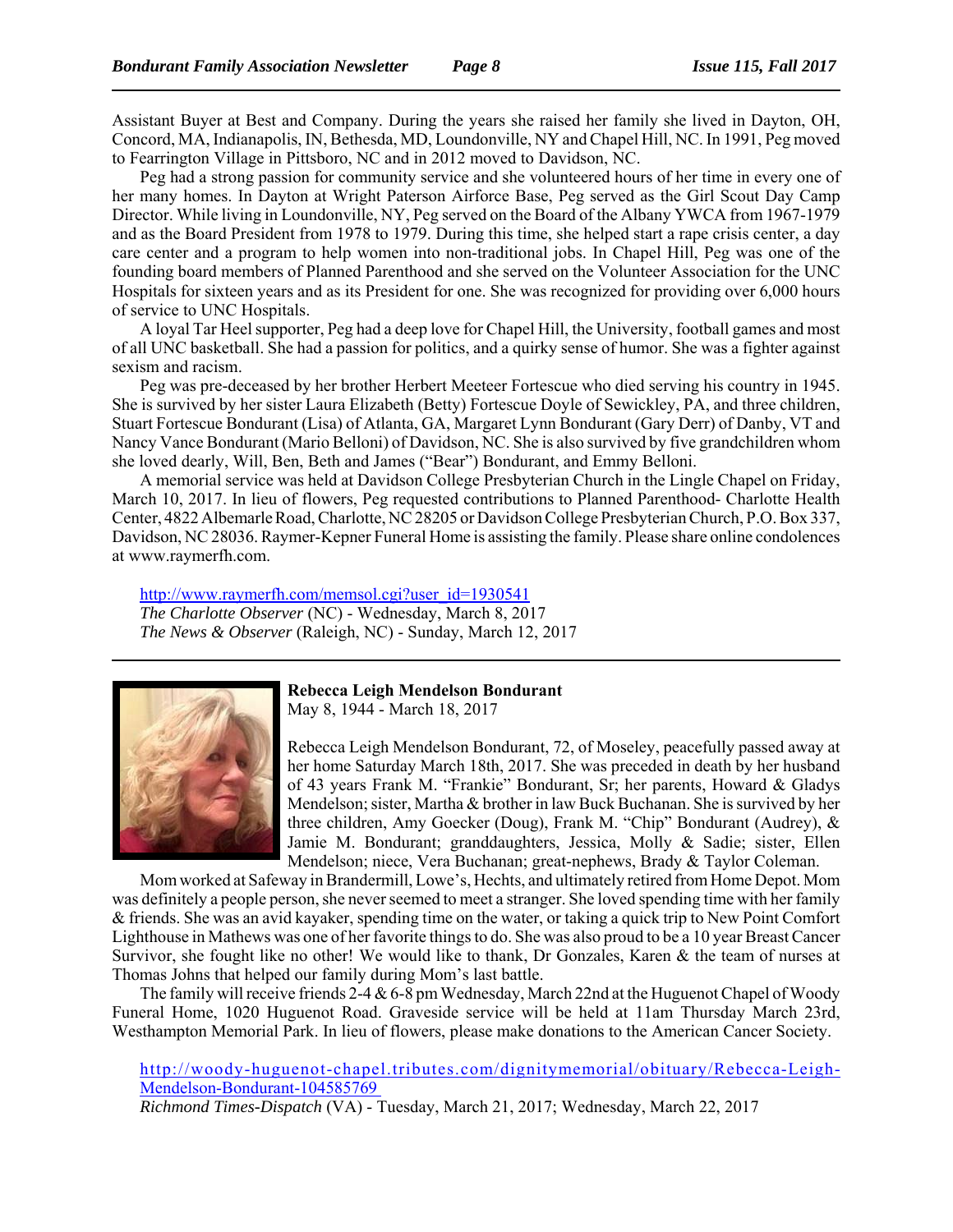Assistant Buyer at Best and Company. During the years she raised her family she lived in Dayton, OH, Concord, MA, Indianapolis, IN, Bethesda, MD, Loundonville, NY and Chapel Hill, NC. In 1991, Peg moved to Fearrington Village in Pittsboro, NC and in 2012 moved to Davidson, NC.

Peg had a strong passion for community service and she volunteered hours of her time in every one of her many homes. In Dayton at Wright Paterson Airforce Base, Peg served as the Girl Scout Day Camp Director. While living in Loundonville, NY, Peg served on the Board of the Albany YWCA from 1967-1979 and as the Board President from 1978 to 1979. During this time, she helped start a rape crisis center, a day care center and a program to help women into non-traditional jobs. In Chapel Hill, Peg was one of the founding board members of Planned Parenthood and she served on the Volunteer Association for the UNC Hospitals for sixteen years and as its President for one. She was recognized for providing over 6,000 hours of service to UNC Hospitals.

A loyal Tar Heel supporter, Peg had a deep love for Chapel Hill, the University, football games and most of all UNC basketball. She had a passion for politics, and a quirky sense of humor. She was a fighter against sexism and racism.

Peg was pre-deceased by her brother Herbert Meeteer Fortescue who died serving his country in 1945. She is survived by her sister Laura Elizabeth (Betty) Fortescue Doyle of Sewickley, PA, and three children, Stuart Fortescue Bondurant (Lisa) of Atlanta, GA, Margaret Lynn Bondurant (Gary Derr) of Danby, VT and Nancy Vance Bondurant (Mario Belloni) of Davidson, NC. She is also survived by five grandchildren whom she loved dearly, Will, Ben, Beth and James ("Bear") Bondurant, and Emmy Belloni.

A memorial service was held at Davidson College Presbyterian Church in the Lingle Chapel on Friday, March 10, 2017. In lieu of flowers, Peg requested contributions to Planned Parenthood- Charlotte Health Center, 4822 Albemarle Road, Charlotte, NC 28205 or Davidson College Presbyterian Church, P.O. Box 337, Davidson, NC 28036. Raymer-Kepner Funeral Home is assisting the family. Please share online condolences at www.raymerfh.com.

http://www.raymerfh.com/memsol.cgi?user_id=1930541
*The Charlotte Observer* (NC) - Wednesday, March 8, 2017
*The News & Observer* (Raleigh, NC) - Sunday, March 12, 2017

---

**Rebecca Leigh Mendelson Bondurant**
May 8, 1944 - March 18, 2017

Rebecca Leigh Mendelson Bondurant, 72, of Moseley, peacefully passed away at her home Saturday March 18th, 2017. She was preceded in death by her husband of 43 years Frank M. "Frankie" Bondurant, Sr; her parents, Howard & Gladys Mendelson; sister, Martha & brother in law Buck Buchanan. She is survived by her three children, Amy Goecker (Doug), Frank M. "Chip" Bondurant (Audrey), & Jamie M. Bondurant; granddaughters, Jessica, Molly & Sadie; sister, Ellen Mendelson; niece, Vera Buchanan; great-nephews, Brady & Taylor Coleman.

Mom worked at Safeway in Brandermill, Lowe's, Hechts, and ultimately retired from Home Depot. Mom was definitely a people person, she never seemed to meet a stranger. She loved spending time with her family & friends. She was an avid kayaker, spending time on the water, or taking a quick trip to New Point Comfort Lighthouse in Mathews was one of her favorite things to do. She was also proud to be a 10 year Breast Cancer Survivor, she fought like no other! We would like to thank, Dr Gonzales, Karen & the team of nurses at Thomas Johns that helped our family during Mom's last battle.

The family will receive friends 2-4 & 6-8 pm Wednesday, March 22nd at the Huguenot Chapel of Woody Funeral Home, 1020 Huguenot Road. Graveside service will be held at 11am Thursday March 23rd, Westhampton Memorial Park. In lieu of flowers, please make donations to the American Cancer Society.

http://woody-huguenot-chapel.tributes.com/dignitymemorial/obituary/Rebecca-Leigh-Mendelson-Bondurant-104585769
*Richmond Times-Dispatch* (VA) - Tuesday, March 21, 2017; Wednesday, March 22, 2017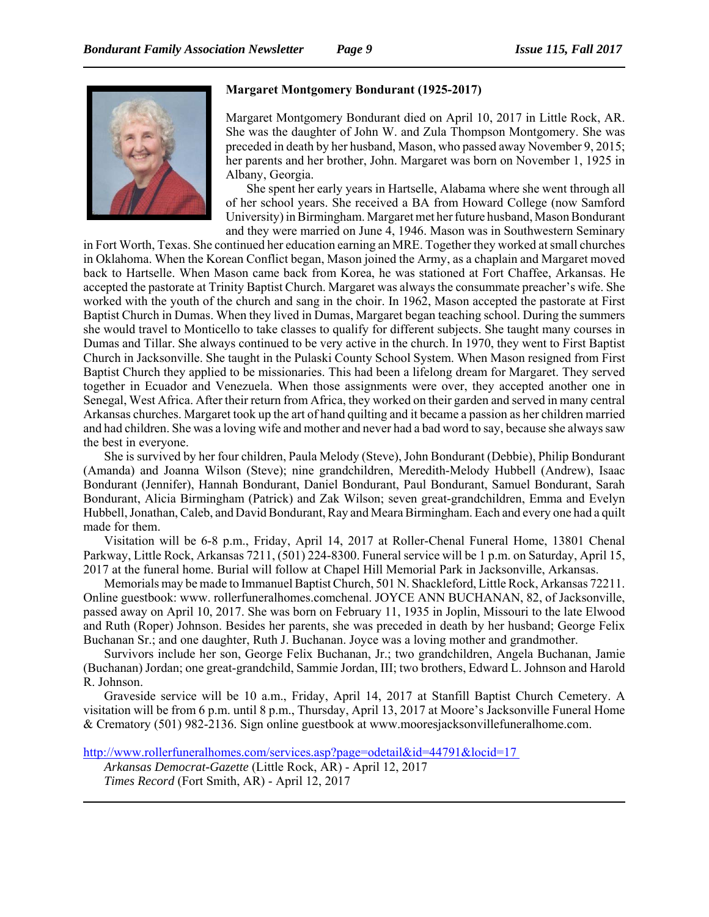### Margaret Montgomery Bondurant (1925-2017)

Margaret Montgomery Bondurant died on April 10, 2017 in Little Rock, AR. She was the daughter of John W. and Zula Thompson Montgomery. She was preceded in death by her husband, Mason, who passed away November 9, 2015; her parents and her brother, John. Margaret was born on November 1, 1925 in Albany, Georgia.

She spent her early years in Hartselle, Alabama where she went through all of her school years. She received a BA from Howard College (now Samford University) in Birmingham. Margaret met her future husband, Mason Bondurant and they were married on June 4, 1946. Mason was in Southwestern Seminary in Fort Worth, Texas. She continued her education earning an MRE. Together they worked at small churches in Oklahoma. When the Korean Conflict began, Mason joined the Army, as a chaplain and Margaret moved back to Hartselle. When Mason came back from Korea, he was stationed at Fort Chaffee, Arkansas. He accepted the pastorate at Trinity Baptist Church. Margaret was always the consummate preacher's wife. She worked with the youth of the church and sang in the choir. In 1962, Mason accepted the pastorate at First Baptist Church in Dumas. When they lived in Dumas, Margaret began teaching school. During the summers she would travel to Monticello to take classes to qualify for different subjects. She taught many courses in Dumas and Tillar. She always continued to be very active in the church. In 1970, they went to First Baptist Church in Jacksonville. She taught in the Pulaski County School System. When Mason resigned from First Baptist Church they applied to be missionaries. This had been a lifelong dream for Margaret. They served together in Ecuador and Venezuela. When those assignments were over, they accepted another one in Senegal, West Africa. After their return from Africa, they worked on their garden and served in many central Arkansas churches. Margaret took up the art of hand quilting and it became a passion as her children married and had children. She was a loving wife and mother and never had a bad word to say, because she always saw the best in everyone.

She is survived by her four children, Paula Melody (Steve), John Bondurant (Debbie), Philip Bondurant (Amanda) and Joanna Wilson (Steve); nine grandchildren, Meredith-Melody Hubbell (Andrew), Isaac Bondurant (Jennifer), Hannah Bondurant, Daniel Bondurant, Paul Bondurant, Samuel Bondurant, Sarah Bondurant, Alicia Birmingham (Patrick) and Zak Wilson; seven great-grandchildren, Emma and Evelyn Hubbell, Jonathan, Caleb, and David Bondurant, Ray and Meara Birmingham. Each and every one had a quilt made for them.

Visitation will be 6-8 p.m., Friday, April 14, 2017 at Roller-Chenal Funeral Home, 13801 Chenal Parkway, Little Rock, Arkansas 7211, (501) 224-8300. Funeral service will be 1 p.m. on Saturday, April 15, 2017 at the funeral home. Burial will follow at Chapel Hill Memorial Park in Jacksonville, Arkansas.

Memorials may be made to Immanuel Baptist Church, 501 N. Shackleford, Little Rock, Arkansas 72211. Online guestbook: www. rollerfuneralhomes.comchenal. JOYCE ANN BUCHANAN, 82, of Jacksonville, passed away on April 10, 2017. She was born on February 11, 1935 in Joplin, Missouri to the late Elwood and Ruth (Roper) Johnson. Besides her parents, she was preceded in death by her husband; George Felix Buchanan Sr.; and one daughter, Ruth J. Buchanan. Joyce was a loving mother and grandmother.

Survivors include her son, George Felix Buchanan, Jr.; two grandchildren, Angela Buchanan, Jamie (Buchanan) Jordan; one great-grandchild, Sammie Jordan, III; two brothers, Edward L. Johnson and Harold R. Johnson.

Graveside service will be 10 a.m., Friday, April 14, 2017 at Stanfill Baptist Church Cemetery. A visitation will be from 6 p.m. until 8 p.m., Thursday, April 13, 2017 at Moore's Jacksonville Funeral Home & Crematory (501) 982-2136. Sign online guestbook at www.mooresjacksonvillefuneralhome.com.

http://www.rollerfuneralhomes.com/services.asp?page=odetail&id=44791&locid=17

*Arkansas Democrat-Gazette* (Little Rock, AR) - April 12, 2017
*Times Record* (Fort Smith, AR) - April 12, 2017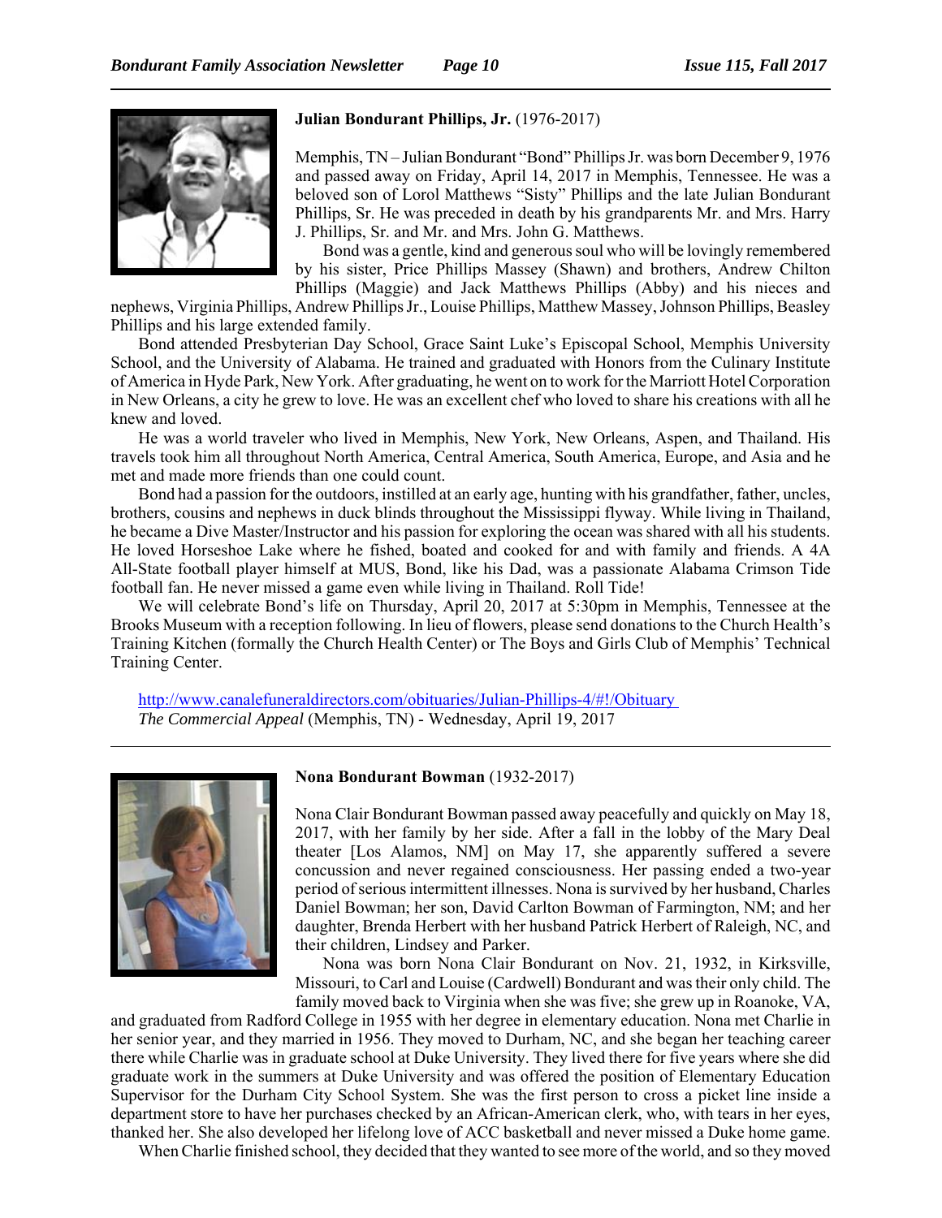**Julian Bondurant Phillips, Jr.** (1976-2017)

Memphis, TN – Julian Bondurant "Bond" Phillips Jr. was born December 9, 1976 and passed away on Friday, April 14, 2017 in Memphis, Tennessee. He was a beloved son of Lorol Matthews "Sisty" Phillips and the late Julian Bondurant Phillips, Sr. He was preceded in death by his grandparents Mr. and Mrs. Harry J. Phillips, Sr. and Mr. and Mrs. John G. Matthews.

Bond was a gentle, kind and generous soul who will be lovingly remembered by his sister, Price Phillips Massey (Shawn) and brothers, Andrew Chilton Phillips (Maggie) and Jack Matthews Phillips (Abby) and his nieces and nephews, Virginia Phillips, Andrew Phillips Jr., Louise Phillips, Matthew Massey, Johnson Phillips, Beasley Phillips and his large extended family.

Bond attended Presbyterian Day School, Grace Saint Luke's Episcopal School, Memphis University School, and the University of Alabama. He trained and graduated with Honors from the Culinary Institute of America in Hyde Park, New York. After graduating, he went on to work for the Marriott Hotel Corporation in New Orleans, a city he grew to love. He was an excellent chef who loved to share his creations with all he knew and loved.

He was a world traveler who lived in Memphis, New York, New Orleans, Aspen, and Thailand. His travels took him all throughout North America, Central America, South America, Europe, and Asia and he met and made more friends than one could count.

Bond had a passion for the outdoors, instilled at an early age, hunting with his grandfather, father, uncles, brothers, cousins and nephews in duck blinds throughout the Mississippi flyway. While living in Thailand, he became a Dive Master/Instructor and his passion for exploring the ocean was shared with all his students. He loved Horseshoe Lake where he fished, boated and cooked for and with family and friends. A 4A All-State football player himself at MUS, Bond, like his Dad, was a passionate Alabama Crimson Tide football fan. He never missed a game even while living in Thailand. Roll Tide!

We will celebrate Bond's life on Thursday, April 20, 2017 at 5:30pm in Memphis, Tennessee at the Brooks Museum with a reception following. In lieu of flowers, please send donations to the Church Health's Training Kitchen (formally the Church Health Center) or The Boys and Girls Club of Memphis' Technical Training Center.

http://www.canalefuneraldirectors.com/obituaries/Julian-Phillips-4/#!/Obituary
*The Commercial Appeal* (Memphis, TN) - Wednesday, April 19, 2017

---

**Nona Bondurant Bowman** (1932-2017)

Nona Clair Bondurant Bowman passed away peacefully and quickly on May 18, 2017, with her family by her side. After a fall in the lobby of the Mary Deal theater [Los Alamos, NM] on May 17, she apparently suffered a severe concussion and never regained consciousness. Her passing ended a two-year period of serious intermittent illnesses. Nona is survived by her husband, Charles Daniel Bowman; her son, David Carlton Bowman of Farmington, NM; and her daughter, Brenda Herbert with her husband Patrick Herbert of Raleigh, NC, and their children, Lindsey and Parker.

Nona was born Nona Clair Bondurant on Nov. 21, 1932, in Kirksville, Missouri, to Carl and Louise (Cardwell) Bondurant and was their only child. The family moved back to Virginia when she was five; she grew up in Roanoke, VA, and graduated from Radford College in 1955 with her degree in elementary education. Nona met Charlie in her senior year, and they married in 1956. They moved to Durham, NC, and she began her teaching career there while Charlie was in graduate school at Duke University. They lived there for five years where she did graduate work in the summers at Duke University and was offered the position of Elementary Education Supervisor for the Durham City School System. She was the first person to cross a picket line inside a department store to have her purchases checked by an African-American clerk, who, with tears in her eyes, thanked her. She also developed her lifelong love of ACC basketball and never missed a Duke home game.

When Charlie finished school, they decided that they wanted to see more of the world, and so they moved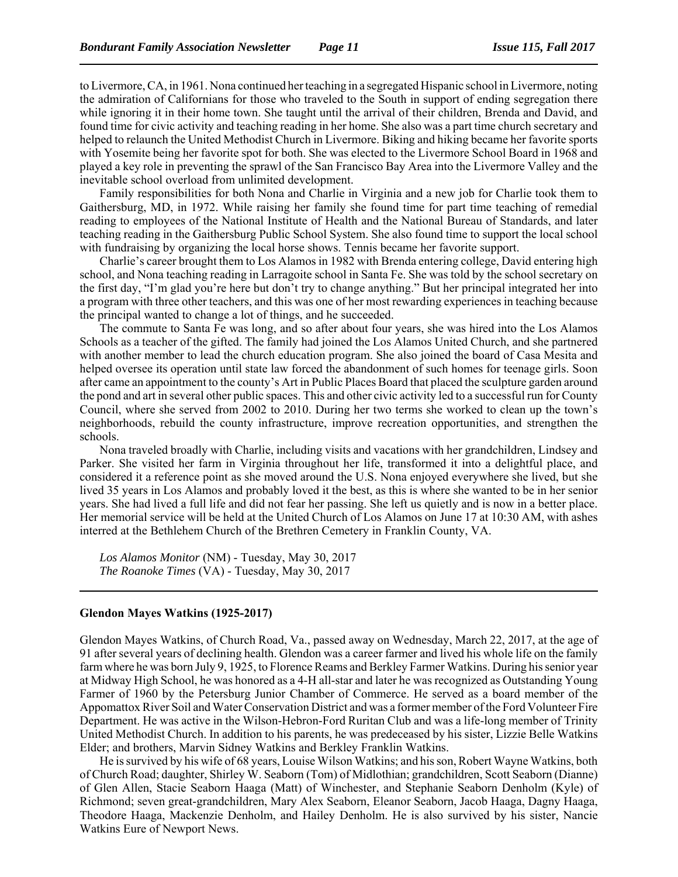to Livermore, CA, in 1961. Nona continued her teaching in a segregated Hispanic school in Livermore, noting the admiration of Californians for those who traveled to the South in support of ending segregation there while ignoring it in their home town. She taught until the arrival of their children, Brenda and David, and found time for civic activity and teaching reading in her home. She also was a part time church secretary and helped to relaunch the United Methodist Church in Livermore. Biking and hiking became her favorite sports with Yosemite being her favorite spot for both. She was elected to the Livermore School Board in 1968 and played a key role in preventing the sprawl of the San Francisco Bay Area into the Livermore Valley and the inevitable school overload from unlimited development.

Family responsibilities for both Nona and Charlie in Virginia and a new job for Charlie took them to Gaithersburg, MD, in 1972. While raising her family she found time for part time teaching of remedial reading to employees of the National Institute of Health and the National Bureau of Standards, and later teaching reading in the Gaithersburg Public School System. She also found time to support the local school with fundraising by organizing the local horse shows. Tennis became her favorite support.

Charlie's career brought them to Los Alamos in 1982 with Brenda entering college, David entering high school, and Nona teaching reading in Larragoite school in Santa Fe. She was told by the school secretary on the first day, "I'm glad you're here but don't try to change anything." But her principal integrated her into a program with three other teachers, and this was one of her most rewarding experiences in teaching because the principal wanted to change a lot of things, and he succeeded.

The commute to Santa Fe was long, and so after about four years, she was hired into the Los Alamos Schools as a teacher of the gifted. The family had joined the Los Alamos United Church, and she partnered with another member to lead the church education program. She also joined the board of Casa Mesita and helped oversee its operation until state law forced the abandonment of such homes for teenage girls. Soon after came an appointment to the county's Art in Public Places Board that placed the sculpture garden around the pond and art in several other public spaces. This and other civic activity led to a successful run for County Council, where she served from 2002 to 2010. During her two terms she worked to clean up the town's neighborhoods, rebuild the county infrastructure, improve recreation opportunities, and strengthen the schools.

Nona traveled broadly with Charlie, including visits and vacations with her grandchildren, Lindsey and Parker. She visited her farm in Virginia throughout her life, transformed it into a delightful place, and considered it a reference point as she moved around the U.S. Nona enjoyed everywhere she lived, but she lived 35 years in Los Alamos and probably loved it the best, as this is where she wanted to be in her senior years. She had lived a full life and did not fear her passing. She left us quietly and is now in a better place. Her memorial service will be held at the United Church of Los Alamos on June 17 at 10:30 AM, with ashes interred at the Bethlehem Church of the Brethren Cemetery in Franklin County, VA.

*Los Alamos Monitor* (NM) - Tuesday, May 30, 2017
*The Roanoke Times* (VA) - Tuesday, May 30, 2017

---

**Glendon Mayes Watkins (1925-2017)**

Glendon Mayes Watkins, of Church Road, Va., passed away on Wednesday, March 22, 2017, at the age of 91 after several years of declining health. Glendon was a career farmer and lived his whole life on the family farm where he was born July 9, 1925, to Florence Reams and Berkley Farmer Watkins. During his senior year at Midway High School, he was honored as a 4-H all-star and later he was recognized as Outstanding Young Farmer of 1960 by the Petersburg Junior Chamber of Commerce. He served as a board member of the Appomattox River Soil and Water Conservation District and was a former member of the Ford Volunteer Fire Department. He was active in the Wilson-Hebron-Ford Ruritan Club and was a life-long member of Trinity United Methodist Church. In addition to his parents, he was predeceased by his sister, Lizzie Belle Watkins Elder; and brothers, Marvin Sidney Watkins and Berkley Franklin Watkins.

He is survived by his wife of 68 years, Louise Wilson Watkins; and his son, Robert Wayne Watkins, both of Church Road; daughter, Shirley W. Seaborn (Tom) of Midlothian; grandchildren, Scott Seaborn (Dianne) of Glen Allen, Stacie Seaborn Haaga (Matt) of Winchester, and Stephanie Seaborn Denholm (Kyle) of Richmond; seven great-grandchildren, Mary Alex Seaborn, Eleanor Seaborn, Jacob Haaga, Dagny Haaga, Theodore Haaga, Mackenzie Denholm, and Hailey Denholm. He is also survived by his sister, Nancie Watkins Eure of Newport News.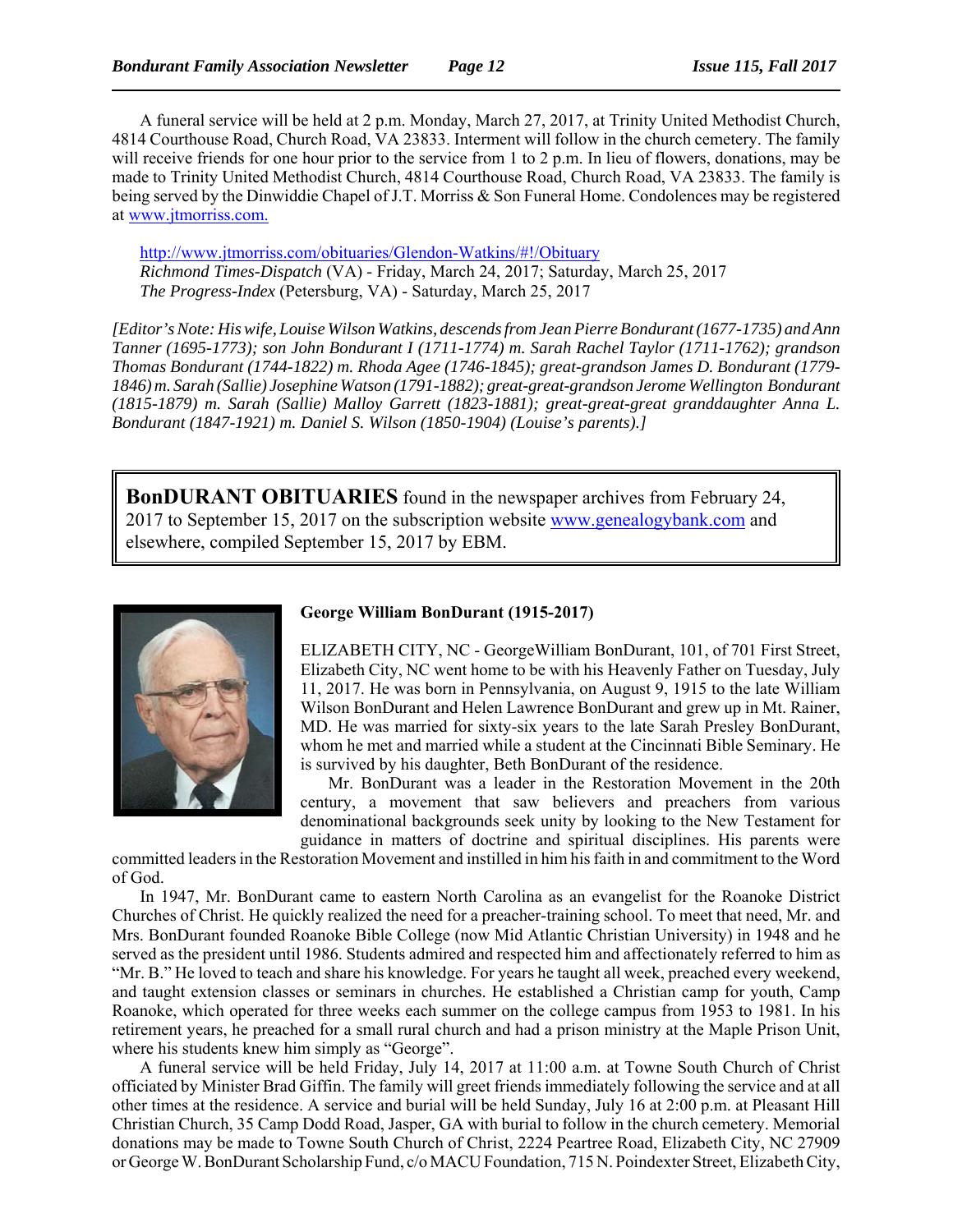A funeral service will be held at 2 p.m. Monday, March 27, 2017, at Trinity United Methodist Church, 4814 Courthouse Road, Church Road, VA 23833. Interment will follow in the church cemetery. The family will receive friends for one hour prior to the service from 1 to 2 p.m. In lieu of flowers, donations, may be made to Trinity United Methodist Church, 4814 Courthouse Road, Church Road, VA 23833. The family is being served by the Dinwiddie Chapel of J.T. Morriss & Son Funeral Home. Condolences may be registered at www.jtmorriss.com.

http://www.jtmorriss.com/obituaries/Glendon-Watkins/#!/Obituary
*Richmond Times-Dispatch* (VA) - Friday, March 24, 2017; Saturday, March 25, 2017
*The Progress-Index* (Petersburg, VA) - Saturday, March 25, 2017

*[Editor's Note: His wife, Louise Wilson Watkins, descends from Jean Pierre Bondurant (1677-1735) and Ann Tanner (1695-1773); son John Bondurant I (1711-1774) m. Sarah Rachel Taylor (1711-1762); grandson Thomas Bondurant (1744-1822) m. Rhoda Agee (1746-1845); great-grandson James D. Bondurant (1779-1846) m. Sarah (Sallie) Josephine Watson (1791-1882); great-great-grandson Jerome Wellington Bondurant (1815-1879) m. Sarah (Sallie) Malloy Garrett (1823-1881); great-great-great granddaughter Anna L. Bondurant (1847-1921) m. Daniel S. Wilson (1850-1904) (Louise's parents).]*

**BonDURANT OBITUARIES** found in the newspaper archives from February 24, 2017 to September 15, 2017 on the subscription website www.genealogybank.com and elsewhere, compiled September 15, 2017 by EBM.

### George William BonDurant (1915-2017)

ELIZABETH CITY, NC - GeorgeWilliam BonDurant, 101, of 701 First Street, Elizabeth City, NC went home to be with his Heavenly Father on Tuesday, July 11, 2017. He was born in Pennsylvania, on August 9, 1915 to the late William Wilson BonDurant and Helen Lawrence BonDurant and grew up in Mt. Rainer, MD. He was married for sixty-six years to the late Sarah Presley BonDurant, whom he met and married while a student at the Cincinnati Bible Seminary. He is survived by his daughter, Beth BonDurant of the residence.

Mr. BonDurant was a leader in the Restoration Movement in the 20th century, a movement that saw believers and preachers from various denominational backgrounds seek unity by looking to the New Testament for guidance in matters of doctrine and spiritual disciplines. His parents were committed leaders in the Restoration Movement and instilled in him his faith in and commitment to the Word of God.

In 1947, Mr. BonDurant came to eastern North Carolina as an evangelist for the Roanoke District Churches of Christ. He quickly realized the need for a preacher-training school. To meet that need, Mr. and Mrs. BonDurant founded Roanoke Bible College (now Mid Atlantic Christian University) in 1948 and he served as the president until 1986. Students admired and respected him and affectionately referred to him as "Mr. B." He loved to teach and share his knowledge. For years he taught all week, preached every weekend, and taught extension classes or seminars in churches. He established a Christian camp for youth, Camp Roanoke, which operated for three weeks each summer on the college campus from 1953 to 1981. In his retirement years, he preached for a small rural church and had a prison ministry at the Maple Prison Unit, where his students knew him simply as "George".

A funeral service will be held Friday, July 14, 2017 at 11:00 a.m. at Towne South Church of Christ officiated by Minister Brad Giffin. The family will greet friends immediately following the service and at all other times at the residence. A service and burial will be held Sunday, July 16 at 2:00 p.m. at Pleasant Hill Christian Church, 35 Camp Dodd Road, Jasper, GA with burial to follow in the church cemetery. Memorial donations may be made to Towne South Church of Christ, 2224 Peartree Road, Elizabeth City, NC 27909 or George W. BonDurant Scholarship Fund, c/o MACU Foundation, 715 N. Poindexter Street, Elizabeth City,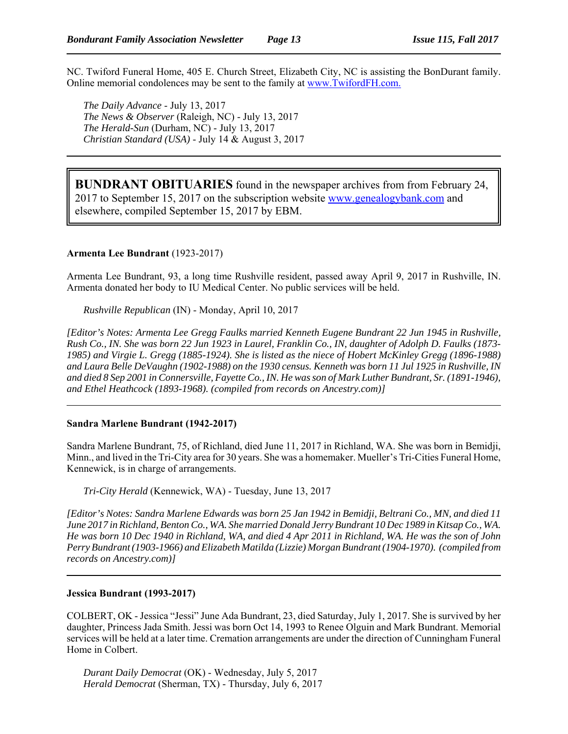NC. Twiford Funeral Home, 405 E. Church Street, Elizabeth City, NC is assisting the BonDurant family. Online memorial condolences may be sent to the family at www.TwifordFH.com.

*The Daily Advance* - July 13, 2017
*The News & Observer* (Raleigh, NC) - July 13, 2017
*The Herald-Sun* (Durham, NC) - July 13, 2017
*Christian Standard (USA)* - July 14 & August 3, 2017

---

**BUNDRANT OBITUARIES** found in the newspaper archives from from February 24, 2017 to September 15, 2017 on the subscription website www.genealogybank.com and elsewhere, compiled September 15, 2017 by EBM.

**Armenta Lee Bundrant** (1923-2017)

Armenta Lee Bundrant, 93, a long time Rushville resident, passed away April 9, 2017 in Rushville, IN. Armenta donated her body to IU Medical Center. No public services will be held.

*Rushville Republican* (IN) - Monday, April 10, 2017

*[Editor's Notes: Armenta Lee Gregg Faulks married Kenneth Eugene Bundrant 22 Jun 1945 in Rushville, Rush Co., IN. She was born 22 Jun 1923 in Laurel, Franklin Co., IN, daughter of Adolph D. Faulks (1873-1985) and Virgie L. Gregg (1885-1924). She is listed as the niece of Hobert McKinley Gregg (1896-1988) and Laura Belle DeVaughn (1902-1988) on the 1930 census. Kenneth was born 11 Jul 1925 in Rushville, IN and died 8 Sep 2001 in Connersville, Fayette Co., IN. He was son of Mark Luther Bundrant, Sr. (1891-1946), and Ethel Heathcock (1893-1968). (compiled from records on Ancestry.com)]*

---

**Sandra Marlene Bundrant (1942-2017)**

Sandra Marlene Bundrant, 75, of Richland, died June 11, 2017 in Richland, WA. She was born in Bemidji, Minn., and lived in the Tri-City area for 30 years. She was a homemaker. Mueller's Tri-Cities Funeral Home, Kennewick, is in charge of arrangements.

*Tri-City Herald* (Kennewick, WA) - Tuesday, June 13, 2017

*[Editor's Notes: Sandra Marlene Edwards was born 25 Jan 1942 in Bemidji, Beltrani Co., MN, and died 11 June 2017 in Richland, Benton Co., WA. She married Donald Jerry Bundrant 10 Dec 1989 in Kitsap Co., WA. He was born 10 Dec 1940 in Richland, WA, and died 4 Apr 2011 in Richland, WA. He was the son of John Perry Bundrant (1903-1966) and Elizabeth Matilda (Lizzie) Morgan Bundrant (1904-1970). (compiled from records on Ancestry.com)]*

---

**Jessica Bundrant (1993-2017)**

COLBERT, OK - Jessica "Jessi" June Ada Bundrant, 23, died Saturday, July 1, 2017. She is survived by her daughter, Princess Jada Smith. Jessi was born Oct 14, 1993 to Renee Olguin and Mark Bundrant. Memorial services will be held at a later time. Cremation arrangements are under the direction of Cunningham Funeral Home in Colbert.

*Durant Daily Democrat* (OK) - Wednesday, July 5, 2017
*Herald Democrat* (Sherman, TX) - Thursday, July 6, 2017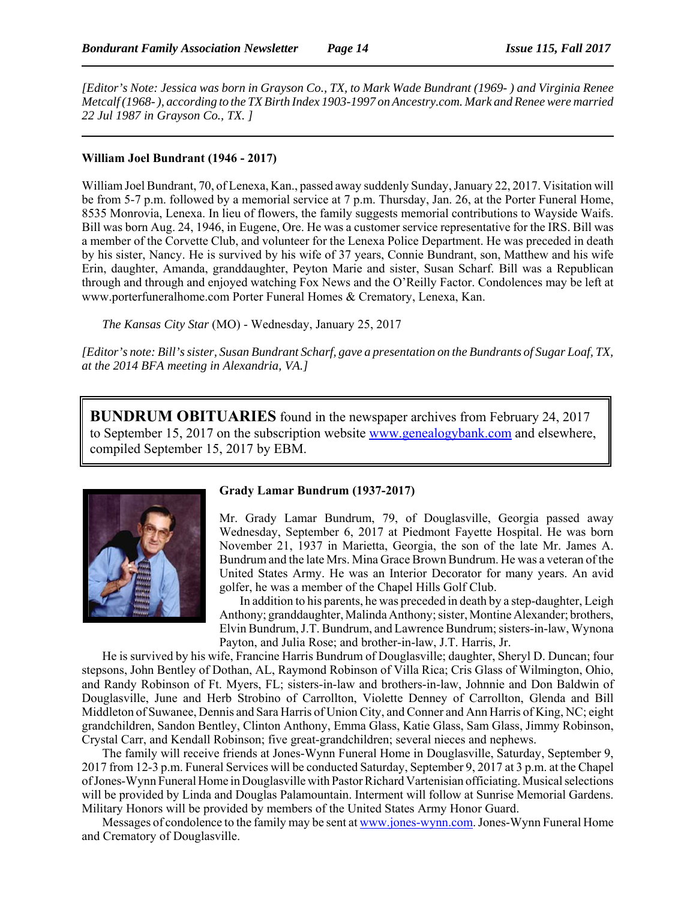*[Editor's Note: Jessica was born in Grayson Co., TX, to Mark Wade Bundrant (1969- ) and Virginia Renee Metcalf (1968- ), according to the TX Birth Index 1903-1997 on Ancestry.com. Mark and Renee were married 22 Jul 1987 in Grayson Co., TX. ]*

---

**William Joel Bundrant (1946 - 2017)**

William Joel Bundrant, 70, of Lenexa, Kan., passed away suddenly Sunday, January 22, 2017. Visitation will be from 5-7 p.m. followed by a memorial service at 7 p.m. Thursday, Jan. 26, at the Porter Funeral Home, 8535 Monrovia, Lenexa. In lieu of flowers, the family suggests memorial contributions to Wayside Waifs. Bill was born Aug. 24, 1946, in Eugene, Ore. He was a customer service representative for the IRS. Bill was a member of the Corvette Club, and volunteer for the Lenexa Police Department. He was preceded in death by his sister, Nancy. He is survived by his wife of 37 years, Connie Bundrant, son, Matthew and his wife Erin, daughter, Amanda, granddaughter, Peyton Marie and sister, Susan Scharf. Bill was a Republican through and through and enjoyed watching Fox News and the O'Reilly Factor. Condolences may be left at www.porterfuneralhome.com Porter Funeral Homes & Crematory, Lenexa, Kan.

*The Kansas City Star* (MO) - Wednesday, January 25, 2017

*[Editor's note: Bill's sister, Susan Bundrant Scharf, gave a presentation on the Bundrants of Sugar Loaf, TX, at the 2014 BFA meeting in Alexandria, VA.]*

**BUNDRUM OBITUARIES** found in the newspaper archives from February 24, 2017 to September 15, 2017 on the subscription website www.genealogybank.com and elsewhere, compiled September 15, 2017 by EBM.

**Grady Lamar Bundrum (1937-2017)**

Mr. Grady Lamar Bundrum, 79, of Douglasville, Georgia passed away Wednesday, September 6, 2017 at Piedmont Fayette Hospital. He was born November 21, 1937 in Marietta, Georgia, the son of the late Mr. James A. Bundrum and the late Mrs. Mina Grace Brown Bundrum. He was a veteran of the United States Army. He was an Interior Decorator for many years. An avid golfer, he was a member of the Chapel Hills Golf Club.

In addition to his parents, he was preceded in death by a step-daughter, Leigh Anthony; granddaughter, Malinda Anthony; sister, Montine Alexander; brothers, Elvin Bundrum, J.T. Bundrum, and Lawrence Bundrum; sisters-in-law, Wynona Payton, and Julia Rose; and brother-in-law, J.T. Harris, Jr.

He is survived by his wife, Francine Harris Bundrum of Douglasville; daughter, Sheryl D. Duncan; four stepsons, John Bentley of Dothan, AL, Raymond Robinson of Villa Rica; Cris Glass of Wilmington, Ohio, and Randy Robinson of Ft. Myers, FL; sisters-in-law and brothers-in-law, Johnnie and Don Baldwin of Douglasville, June and Herb Strobino of Carrollton, Violette Denney of Carrollton, Glenda and Bill Middleton of Suwanee, Dennis and Sara Harris of Union City, and Conner and Ann Harris of King, NC; eight grandchildren, Sandon Bentley, Clinton Anthony, Emma Glass, Katie Glass, Sam Glass, Jimmy Robinson, Crystal Carr, and Kendall Robinson; five great-grandchildren; several nieces and nephews.

The family will receive friends at Jones-Wynn Funeral Home in Douglasville, Saturday, September 9, 2017 from 12-3 p.m. Funeral Services will be conducted Saturday, September 9, 2017 at 3 p.m. at the Chapel of Jones-Wynn Funeral Home in Douglasville with Pastor Richard Vartenisian officiating. Musical selections will be provided by Linda and Douglas Palamountain. Interment will follow at Sunrise Memorial Gardens. Military Honors will be provided by members of the United States Army Honor Guard.

Messages of condolence to the family may be sent at www.jones-wynn.com. Jones-Wynn Funeral Home and Crematory of Douglasville.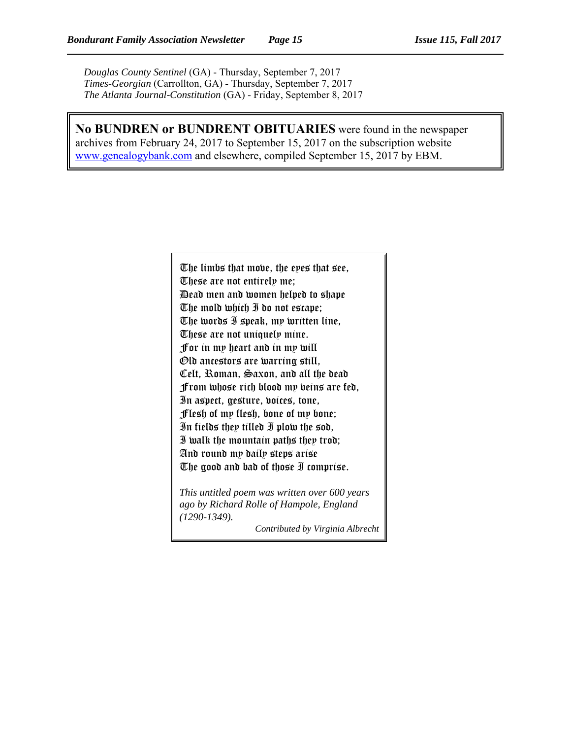*Douglas County Sentinel* (GA) - Thursday, September 7, 2017
*Times-Georgian* (Carrollton, GA) - Thursday, September 7, 2017
*The Atlanta Journal-Constitution* (GA) - Friday, September 8, 2017

**No BUNDREN or BUNDRENT OBITUARIES** were found in the newspaper archives from February 24, 2017 to September 15, 2017 on the subscription website www.genealogybank.com and elsewhere, compiled September 15, 2017 by EBM.

The limbs that move, the eyes that see,
These are not entirely me;
Dead men and women helped to shape
The mold which I do not escape;
The words I speak, my written line,
These are not uniquely mine.
For in my heart and in my will
Old ancestors are warring still,
Celt, Roman, Saxon, and all the dead
From whose rich blood my veins are fed,
In aspect, gesture, voices, tone,
Flesh of my flesh, bone of my bone;
In fields they tilled I plow the sod,
I walk the mountain paths they trod;
And round my daily steps arise
The good and bad of those I comprise.

*This untitled poem was written over 600 years ago by Richard Rolle of Hampole, England (1290-1349).*

*Contributed by Virginia Albrecht*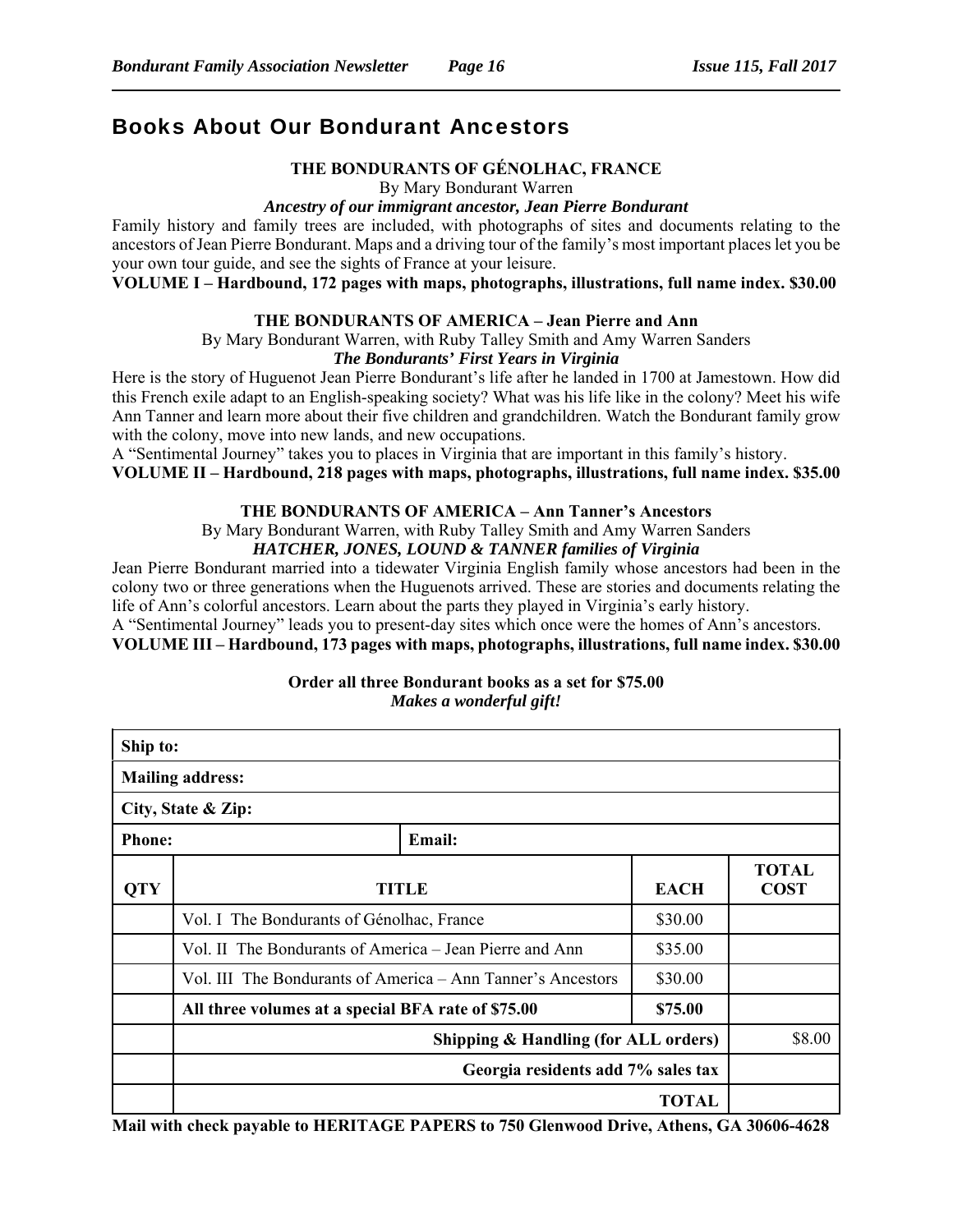# Books About Our Bondurant Ancestors

### THE BONDURANTS OF GÉNOLHAC, FRANCE

By Mary Bondurant Warren

***Ancestry of our immigrant ancestor, Jean Pierre Bondurant***

Family history and family trees are included, with photographs of sites and documents relating to the ancestors of Jean Pierre Bondurant. Maps and a driving tour of the family's most important places let you be your own tour guide, and see the sights of France at your leisure.

**VOLUME I – Hardbound, 172 pages with maps, photographs, illustrations, full name index. $30.00**

### THE BONDURANTS OF AMERICA – Jean Pierre and Ann

By Mary Bondurant Warren, with Ruby Talley Smith and Amy Warren Sanders

***The Bondurants' First Years in Virginia***

Here is the story of Huguenot Jean Pierre Bondurant's life after he landed in 1700 at Jamestown. How did this French exile adapt to an English-speaking society? What was his life like in the colony? Meet his wife Ann Tanner and learn more about their five children and grandchildren. Watch the Bondurant family grow with the colony, move into new lands, and new occupations.

A "Sentimental Journey" takes you to places in Virginia that are important in this family's history.

**VOLUME II – Hardbound, 218 pages with maps, photographs, illustrations, full name index. $35.00**

### THE BONDURANTS OF AMERICA – Ann Tanner's Ancestors

By Mary Bondurant Warren, with Ruby Talley Smith and Amy Warren Sanders

***HATCHER, JONES, LOUND & TANNER families of Virginia***

Jean Pierre Bondurant married into a tidewater Virginia English family whose ancestors had been in the colony two or three generations when the Huguenots arrived. These are stories and documents relating the life of Ann's colorful ancestors. Learn about the parts they played in Virginia's early history.

A "Sentimental Journey" leads you to present-day sites which once were the homes of Ann's ancestors.

**VOLUME III – Hardbound, 173 pages with maps, photographs, illustrations, full name index. $30.00**

**Order all three Bondurant books as a set for $75.00**

***Makes a wonderful gift!***

**Ship to:**

**Mailing address:**

**City, State & Zip:**

**Phone:** | **Email:**

| QTY | TITLE | EACH | TOTAL COST |
|---|---|---|---|
| | Vol. I The Bondurants of Génolhac, France | $30.00 | |
| | Vol. II The Bondurants of America – Jean Pierre and Ann | $35.00 | |
| | Vol. III The Bondurants of America – Ann Tanner's Ancestors | $30.00 | |
| | **All three volumes at a special BFA rate of $75.00** | **$75.00** | |
| | **Shipping & Handling (for ALL orders)** | | $8.00 |
| | **Georgia residents add 7% sales tax** | | |
| | **TOTAL** | | |

**Mail with check payable to HERITAGE PAPERS to 750 Glenwood Drive, Athens, GA 30606-4628**